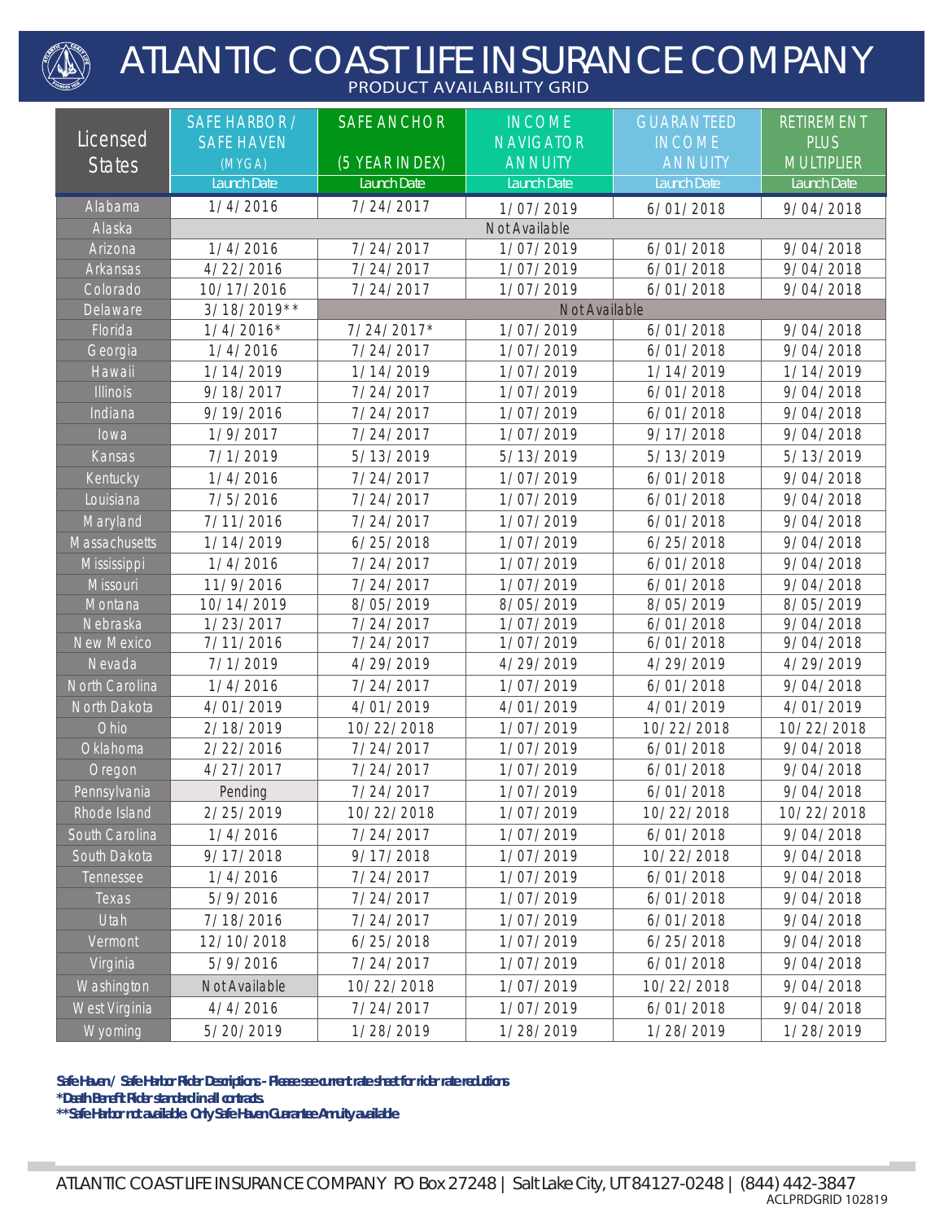# ATLANTIC COAST LIFE INSURANCE COMPANY

PRODUCT AVAILABILITY GRID

| Licensed States | SAFE HARBOR / SAFE HAVEN (MYGA) | SAFE ANCHOR (5 YEAR INDEX) | INCOME NAVIGATOR ANNUITY | GUARANTEED INCOME ANNUITY | RETIREMENT PLUS MULTIPLIER |
|---|---|---|---|---|---|
| | Launch Date | Launch Date | Launch Date | Launch Date | Launch Date |
| Alabama | 1/4/2016 | 7/24/2017 | 1/07/2019 | 6/01/2018 | 9/04/2018 |
| Alaska | Not Available | | | | |
| Arizona | 1/4/2016 | 7/24/2017 | 1/07/2019 | 6/01/2018 | 9/04/2018 |
| Arkansas | 4/22/2016 | 7/24/2017 | 1/07/2019 | 6/01/2018 | 9/04/2018 |
| Colorado | 10/17/2016 | 7/24/2017 | 1/07/2019 | 6/01/2018 | 9/04/2018 |
| Delaware | 3/18/2019** | Not Available | | | |
| Florida | 1/4/2016* | 7/24/2017* | 1/07/2019 | 6/01/2018 | 9/04/2018 |
| Georgia | 1/4/2016 | 7/24/2017 | 1/07/2019 | 6/01/2018 | 9/04/2018 |
| Hawaii | 1/14/2019 | 1/14/2019 | 1/07/2019 | 1/14/2019 | 1/14/2019 |
| Illinois | 9/18/2017 | 7/24/2017 | 1/07/2019 | 6/01/2018 | 9/04/2018 |
| Indiana | 9/19/2016 | 7/24/2017 | 1/07/2019 | 6/01/2018 | 9/04/2018 |
| Iowa | 1/9/2017 | 7/24/2017 | 1/07/2019 | 9/17/2018 | 9/04/2018 |
| Kansas | 7/1/2019 | 5/13/2019 | 5/13/2019 | 5/13/2019 | 5/13/2019 |
| Kentucky | 1/4/2016 | 7/24/2017 | 1/07/2019 | 6/01/2018 | 9/04/2018 |
| Louisiana | 7/5/2016 | 7/24/2017 | 1/07/2019 | 6/01/2018 | 9/04/2018 |
| Maryland | 7/11/2016 | 7/24/2017 | 1/07/2019 | 6/01/2018 | 9/04/2018 |
| Massachusetts | 1/14/2019 | 6/25/2018 | 1/07/2019 | 6/25/2018 | 9/04/2018 |
| Mississippi | 1/4/2016 | 7/24/2017 | 1/07/2019 | 6/01/2018 | 9/04/2018 |
| Missouri | 11/9/2016 | 7/24/2017 | 1/07/2019 | 6/01/2018 | 9/04/2018 |
| Montana | 10/14/2019 | 8/05/2019 | 8/05/2019 | 8/05/2019 | 8/05/2019 |
| Nebraska | 1/23/2017 | 7/24/2017 | 1/07/2019 | 6/01/2018 | 9/04/2018 |
| New Mexico | 7/11/2016 | 7/24/2017 | 1/07/2019 | 6/01/2018 | 9/04/2018 |
| Nevada | 7/1/2019 | 4/29/2019 | 4/29/2019 | 4/29/2019 | 4/29/2019 |
| North Carolina | 1/4/2016 | 7/24/2017 | 1/07/2019 | 6/01/2018 | 9/04/2018 |
| North Dakota | 4/01/2019 | 4/01/2019 | 4/01/2019 | 4/01/2019 | 4/01/2019 |
| Ohio | 2/18/2019 | 10/22/2018 | 1/07/2019 | 10/22/2018 | 10/22/2018 |
| Oklahoma | 2/22/2016 | 7/24/2017 | 1/07/2019 | 6/01/2018 | 9/04/2018 |
| Oregon | 4/27/2017 | 7/24/2017 | 1/07/2019 | 6/01/2018 | 9/04/2018 |
| Pennsylvania | Pending | 7/24/2017 | 1/07/2019 | 6/01/2018 | 9/04/2018 |
| Rhode Island | 2/25/2019 | 10/22/2018 | 1/07/2019 | 10/22/2018 | 10/22/2018 |
| South Carolina | 1/4/2016 | 7/24/2017 | 1/07/2019 | 6/01/2018 | 9/04/2018 |
| South Dakota | 9/17/2018 | 9/17/2018 | 1/07/2019 | 10/22/2018 | 9/04/2018 |
| Tennessee | 1/4/2016 | 7/24/2017 | 1/07/2019 | 6/01/2018 | 9/04/2018 |
| Texas | 5/9/2016 | 7/24/2017 | 1/07/2019 | 6/01/2018 | 9/04/2018 |
| Utah | 7/18/2016 | 7/24/2017 | 1/07/2019 | 6/01/2018 | 9/04/2018 |
| Vermont | 12/10/2018 | 6/25/2018 | 1/07/2019 | 6/25/2018 | 9/04/2018 |
| Virginia | 5/9/2016 | 7/24/2017 | 1/07/2019 | 6/01/2018 | 9/04/2018 |
| Washington | Not Available | 10/22/2018 | 1/07/2019 | 10/22/2018 | 9/04/2018 |
| West Virginia | 4/4/2016 | 7/24/2017 | 1/07/2019 | 6/01/2018 | 9/04/2018 |
| Wyoming | 5/20/2019 | 1/28/2019 | 1/28/2019 | 1/28/2019 | 1/28/2019 |

**Safe Haven / Safe Harbor Rider Descriptions - Please see current rate sheet for rider rate reductions**

***Death Benefit Rider standard in all contracts.**

****Safe Harbor not available. Only Safe Haven Guarantee Annuity available**

ATLANTIC COAST LIFE INSURANCE COMPANY PO Box 27248 | Salt Lake City, UT 84127-0248 | (844) 442-3847

ACLPRDGRID 102819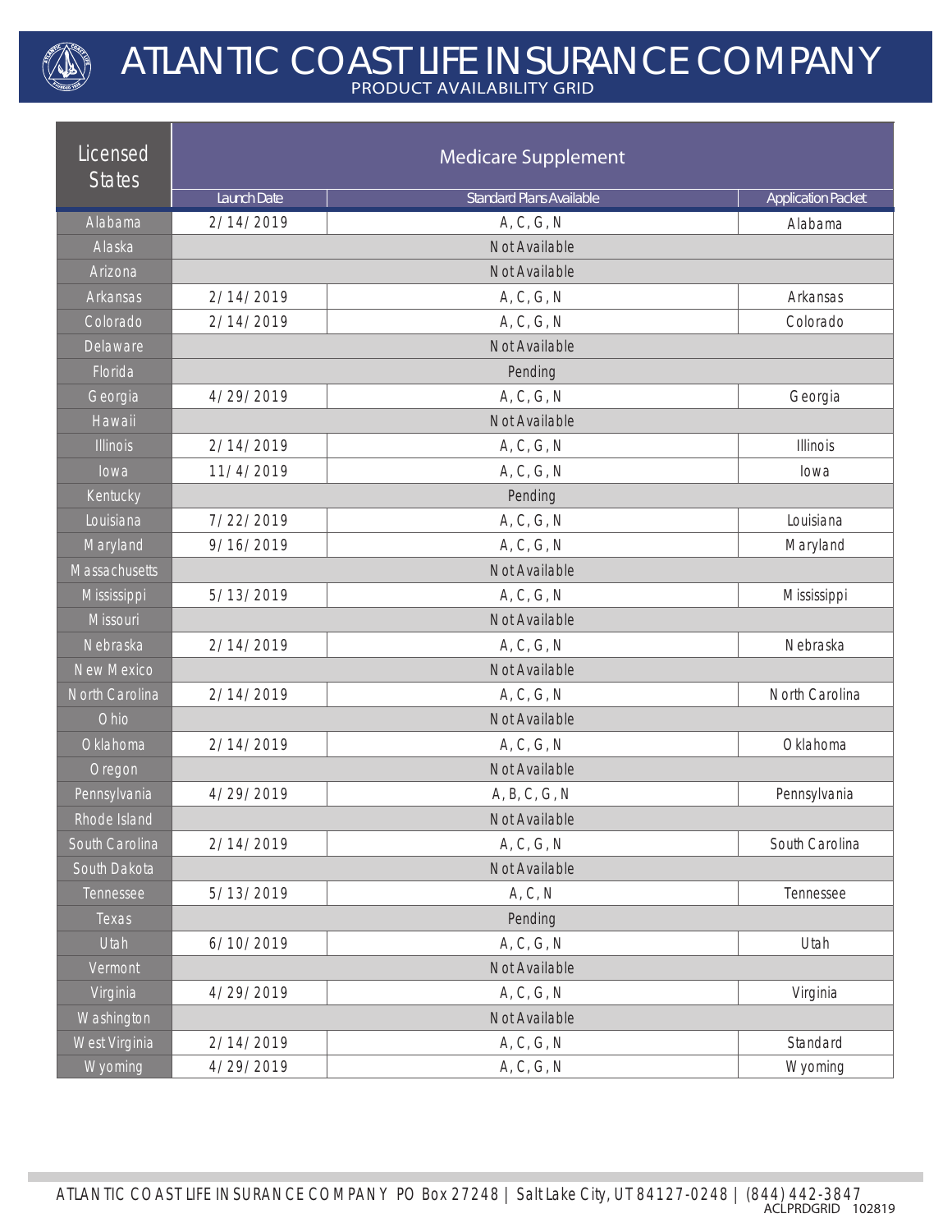# ATLANTIC COAST LIFE INSURANCE COMPANY

PRODUCT AVAILABILITY GRID

| Licensed States | Medicare Supplement | | |
|---|---|---|---|
| | Launch Date | Standard Plans Available | Application Packet |
| Alabama | 2/14/2019 | A, C, G, N | Alabama |
| Alaska | Not Available | | |
| Arizona | Not Available | | |
| Arkansas | 2/14/2019 | A, C, G, N | Arkansas |
| Colorado | 2/14/2019 | A, C, G, N | Colorado |
| Delaware | Not Available | | |
| Florida | Pending | | |
| Georgia | 4/29/2019 | A, C, G, N | Georgia |
| Hawaii | Not Available | | |
| Illinois | 2/14/2019 | A, C, G, N | Illinois |
| Iowa | 11/4/2019 | A, C, G, N | Iowa |
| Kentucky | Pending | | |
| Louisiana | 7/22/2019 | A, C, G, N | Louisiana |
| Maryland | 9/16/2019 | A, C, G, N | Maryland |
| Massachusetts | Not Available | | |
| Mississippi | 5/13/2019 | A, C, G, N | Mississippi |
| Missouri | Not Available | | |
| Nebraska | 2/14/2019 | A, C, G, N | Nebraska |
| New Mexico | Not Available | | |
| North Carolina | 2/14/2019 | A, C, G, N | North Carolina |
| Ohio | Not Available | | |
| Oklahoma | 2/14/2019 | A, C, G, N | Oklahoma |
| Oregon | Not Available | | |
| Pennsylvania | 4/29/2019 | A, B, C, G, N | Pennsylvania |
| Rhode Island | Not Available | | |
| South Carolina | 2/14/2019 | A, C, G, N | South Carolina |
| South Dakota | Not Available | | |
| Tennessee | 5/13/2019 | A, C, N | Tennessee |
| Texas | Pending | | |
| Utah | 6/10/2019 | A, C, G, N | Utah |
| Vermont | Not Available | | |
| Virginia | 4/29/2019 | A, C, G, N | Virginia |
| Washington | Not Available | | |
| West Virginia | 2/14/2019 | A, C, G, N | Standard |
| Wyoming | 4/29/2019 | A, C, G, N | Wyoming |

ATLANTIC COAST LIFE INSURANCE COMPANY PO Box 27248 | Salt Lake City, UT 84127-0248 | (844) 442-3847

ACLPRDGRID 102819